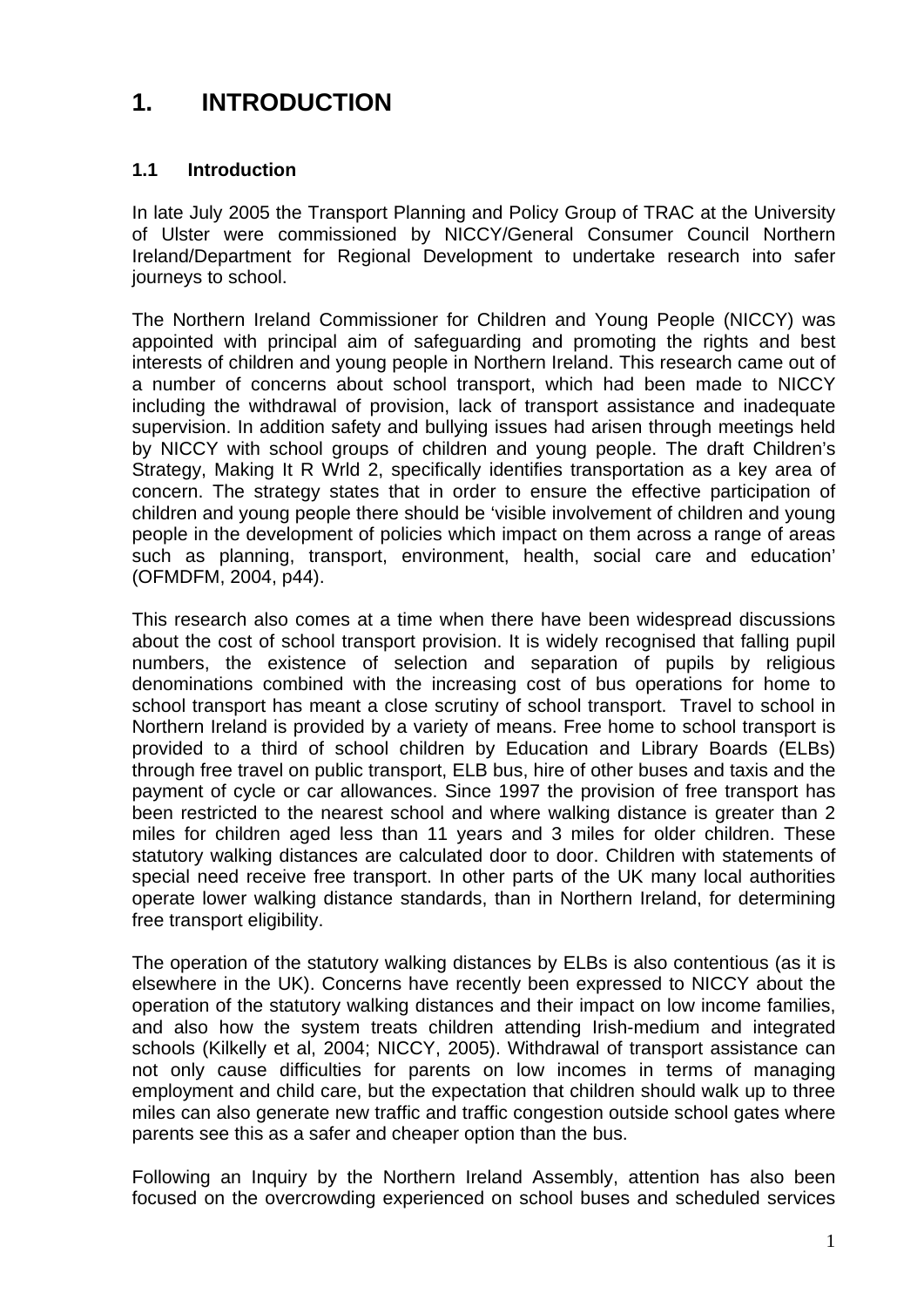# 1. INTRODUCTION

## 1.1 Introduction

In late July 2005 the Transport Planning and Policy Group of TRAC at the University of Ulster were commissioned by NICCY/General Consumer Council Northern Ireland/Department for Regional Development to undertake research into safer journeys to school.

The Northern Ireland Commissioner for Children and Young People (NICCY) was appointed with principal aim of safeguarding and promoting the rights and best interests of children and young people in Northern Ireland. This research came out of a number of concerns about school transport, which had been made to NICCY including the withdrawal of provision, lack of transport assistance and inadequate supervision. In addition safety and bullying issues had arisen through meetings held by NICCY with school groups of children and young people. The draft Children's Strategy, Making It R Wrld 2, specifically identifies transportation as a key area of concern. The strategy states that in order to ensure the effective participation of children and young people there should be 'visible involvement of children and young people in the development of policies which impact on them across a range of areas such as planning, transport, environment, health, social care and education' (OFMDFM, 2004, p44).

This research also comes at a time when there have been widespread discussions about the cost of school transport provision. It is widely recognised that falling pupil numbers, the existence of selection and separation of pupils by religious denominations combined with the increasing cost of bus operations for home to school transport has meant a close scrutiny of school transport. Travel to school in Northern Ireland is provided by a variety of means. Free home to school transport is provided to a third of school children by Education and Library Boards (ELBs) through free travel on public transport, ELB bus, hire of other buses and taxis and the payment of cycle or car allowances. Since 1997 the provision of free transport has been restricted to the nearest school and where walking distance is greater than 2 miles for children aged less than 11 years and 3 miles for older children. These statutory walking distances are calculated door to door. Children with statements of special need receive free transport. In other parts of the UK many local authorities operate lower walking distance standards, than in Northern Ireland, for determining free transport eligibility.

The operation of the statutory walking distances by ELBs is also contentious (as it is elsewhere in the UK). Concerns have recently been expressed to NICCY about the operation of the statutory walking distances and their impact on low income families, and also how the system treats children attending Irish-medium and integrated schools (Kilkelly et al, 2004; NICCY, 2005). Withdrawal of transport assistance can not only cause difficulties for parents on low incomes in terms of managing employment and child care, but the expectation that children should walk up to three miles can also generate new traffic and traffic congestion outside school gates where parents see this as a safer and cheaper option than the bus.

Following an Inquiry by the Northern Ireland Assembly, attention has also been focused on the overcrowding experienced on school buses and scheduled services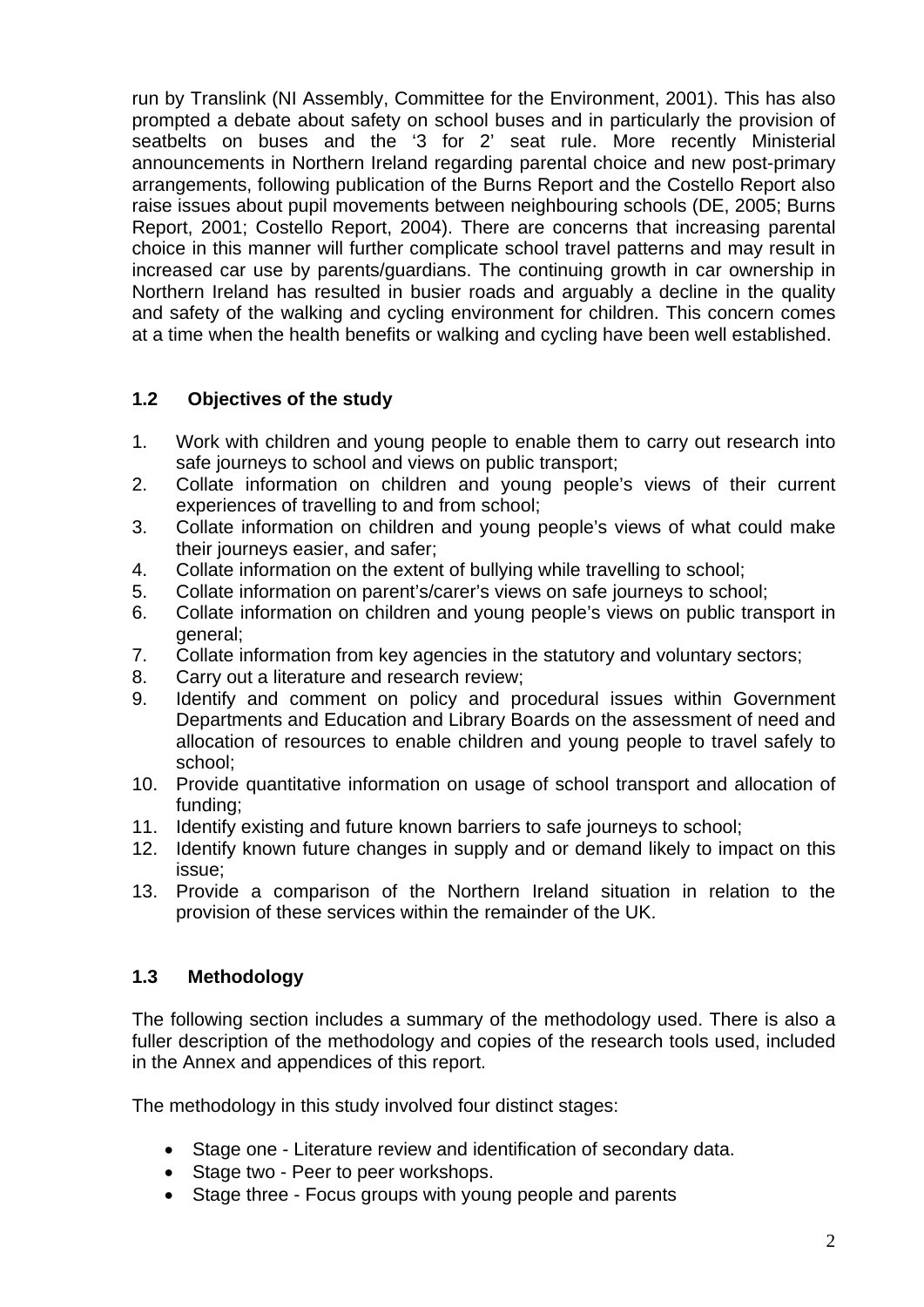run by Translink (NI Assembly, Committee for the Environment, 2001). This has also prompted a debate about safety on school buses and in particularly the provision of seatbelts on buses and the '3 for 2' seat rule. More recently Ministerial announcements in Northern Ireland regarding parental choice and new post-primary arrangements, following publication of the Burns Report and the Costello Report also raise issues about pupil movements between neighbouring schools (DE, 2005; Burns Report, 2001; Costello Report, 2004). There are concerns that increasing parental choice in this manner will further complicate school travel patterns and may result in increased car use by parents/guardians. The continuing growth in car ownership in Northern Ireland has resulted in busier roads and arguably a decline in the quality and safety of the walking and cycling environment for children. This concern comes at a time when the health benefits or walking and cycling have been well established.

## 1.2 Objectives of the study

1. Work with children and young people to enable them to carry out research into safe journeys to school and views on public transport;
2. Collate information on children and young people's views of their current experiences of travelling to and from school;
3. Collate information on children and young people's views of what could make their journeys easier, and safer;
4. Collate information on the extent of bullying while travelling to school;
5. Collate information on parent's/carer's views on safe journeys to school;
6. Collate information on children and young people's views on public transport in general;
7. Collate information from key agencies in the statutory and voluntary sectors;
8. Carry out a literature and research review;
9. Identify and comment on policy and procedural issues within Government Departments and Education and Library Boards on the assessment of need and allocation of resources to enable children and young people to travel safely to school;
10. Provide quantitative information on usage of school transport and allocation of funding;
11. Identify existing and future known barriers to safe journeys to school;
12. Identify known future changes in supply and or demand likely to impact on this issue;
13. Provide a comparison of the Northern Ireland situation in relation to the provision of these services within the remainder of the UK.

## 1.3 Methodology

The following section includes a summary of the methodology used. There is also a fuller description of the methodology and copies of the research tools used, included in the Annex and appendices of this report.

The methodology in this study involved four distinct stages:

- Stage one - Literature review and identification of secondary data.
- Stage two - Peer to peer workshops.
- Stage three - Focus groups with young people and parents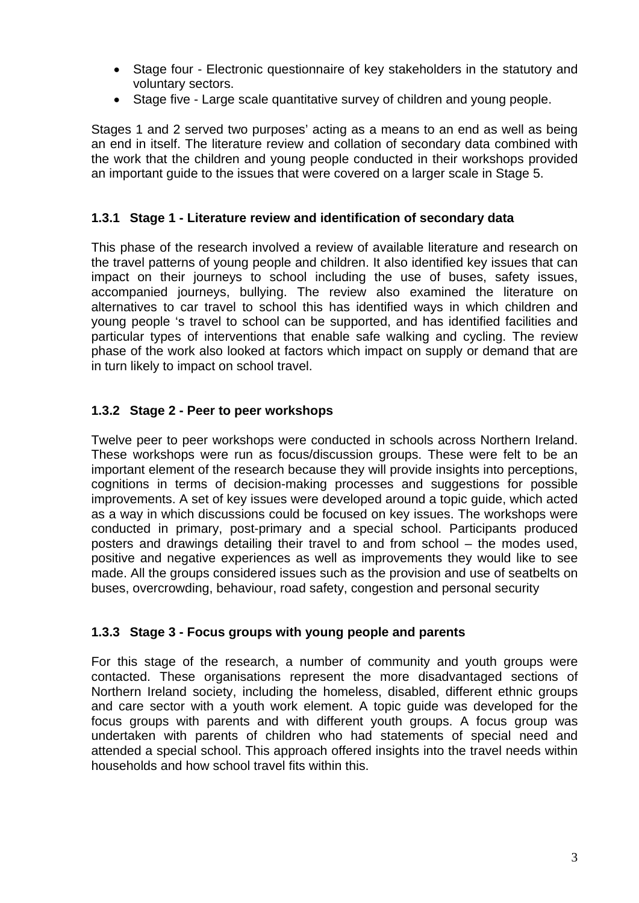- Stage four - Electronic questionnaire of key stakeholders in the statutory and voluntary sectors.
- Stage five - Large scale quantitative survey of children and young people.

Stages 1 and 2 served two purposes' acting as a means to an end as well as being an end in itself. The literature review and collation of secondary data combined with the work that the children and young people conducted in their workshops provided an important guide to the issues that were covered on a larger scale in Stage 5.

### 1.3.1 Stage 1 - Literature review and identification of secondary data

This phase of the research involved a review of available literature and research on the travel patterns of young people and children. It also identified key issues that can impact on their journeys to school including the use of buses, safety issues, accompanied journeys, bullying. The review also examined the literature on alternatives to car travel to school this has identified ways in which children and young people 's travel to school can be supported, and has identified facilities and particular types of interventions that enable safe walking and cycling. The review phase of the work also looked at factors which impact on supply or demand that are in turn likely to impact on school travel.

### 1.3.2 Stage 2 - Peer to peer workshops

Twelve peer to peer workshops were conducted in schools across Northern Ireland. These workshops were run as focus/discussion groups. These were felt to be an important element of the research because they will provide insights into perceptions, cognitions in terms of decision-making processes and suggestions for possible improvements. A set of key issues were developed around a topic guide, which acted as a way in which discussions could be focused on key issues. The workshops were conducted in primary, post-primary and a special school. Participants produced posters and drawings detailing their travel to and from school – the modes used, positive and negative experiences as well as improvements they would like to see made. All the groups considered issues such as the provision and use of seatbelts on buses, overcrowding, behaviour, road safety, congestion and personal security

### 1.3.3 Stage 3 - Focus groups with young people and parents

For this stage of the research, a number of community and youth groups were contacted. These organisations represent the more disadvantaged sections of Northern Ireland society, including the homeless, disabled, different ethnic groups and care sector with a youth work element. A topic guide was developed for the focus groups with parents and with different youth groups. A focus group was undertaken with parents of children who had statements of special need and attended a special school. This approach offered insights into the travel needs within households and how school travel fits within this.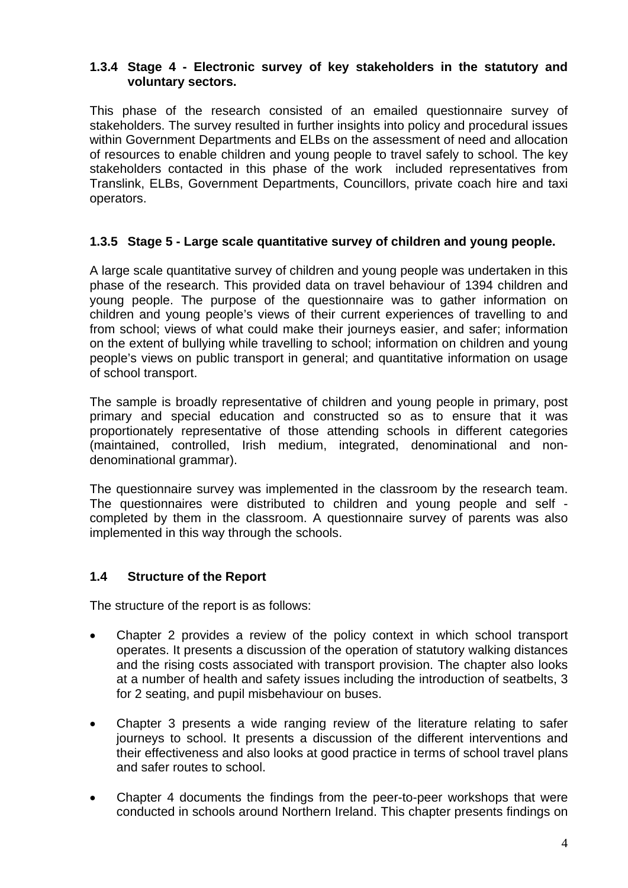### 1.3.4 Stage 4 - Electronic survey of key stakeholders in the statutory and voluntary sectors.

This phase of the research consisted of an emailed questionnaire survey of stakeholders. The survey resulted in further insights into policy and procedural issues within Government Departments and ELBs on the assessment of need and allocation of resources to enable children and young people to travel safely to school. The key stakeholders contacted in this phase of the work included representatives from Translink, ELBs, Government Departments, Councillors, private coach hire and taxi operators.

### 1.3.5 Stage 5 - Large scale quantitative survey of children and young people.

A large scale quantitative survey of children and young people was undertaken in this phase of the research. This provided data on travel behaviour of 1394 children and young people. The purpose of the questionnaire was to gather information on children and young people's views of their current experiences of travelling to and from school; views of what could make their journeys easier, and safer; information on the extent of bullying while travelling to school; information on children and young people's views on public transport in general; and quantitative information on usage of school transport.

The sample is broadly representative of children and young people in primary, post primary and special education and constructed so as to ensure that it was proportionately representative of those attending schools in different categories (maintained, controlled, Irish medium, integrated, denominational and non-denominational grammar).

The questionnaire survey was implemented in the classroom by the research team. The questionnaires were distributed to children and young people and self - completed by them in the classroom. A questionnaire survey of parents was also implemented in this way through the schools.

## 1.4 Structure of the Report

The structure of the report is as follows:

- Chapter 2 provides a review of the policy context in which school transport operates. It presents a discussion of the operation of statutory walking distances and the rising costs associated with transport provision. The chapter also looks at a number of health and safety issues including the introduction of seatbelts, 3 for 2 seating, and pupil misbehaviour on buses.

- Chapter 3 presents a wide ranging review of the literature relating to safer journeys to school. It presents a discussion of the different interventions and their effectiveness and also looks at good practice in terms of school travel plans and safer routes to school.

- Chapter 4 documents the findings from the peer-to-peer workshops that were conducted in schools around Northern Ireland. This chapter presents findings on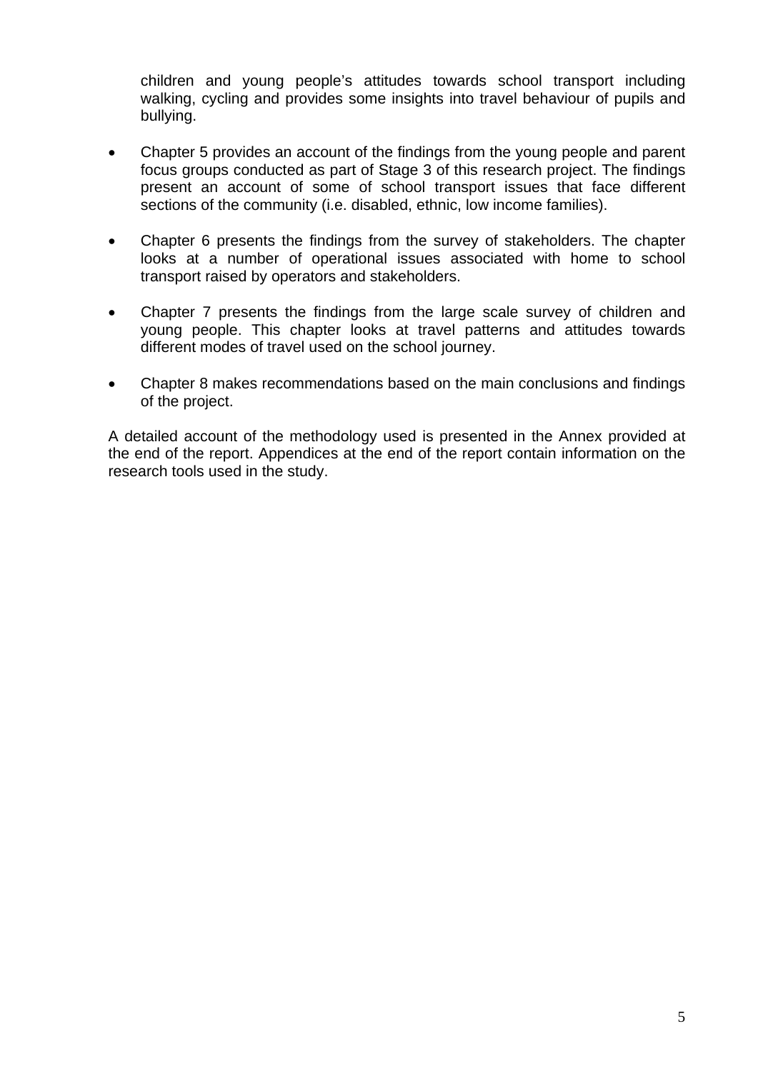children and young people's attitudes towards school transport including walking, cycling and provides some insights into travel behaviour of pupils and bullying.

- Chapter 5 provides an account of the findings from the young people and parent focus groups conducted as part of Stage 3 of this research project. The findings present an account of some of school transport issues that face different sections of the community (i.e. disabled, ethnic, low income families).

- Chapter 6 presents the findings from the survey of stakeholders. The chapter looks at a number of operational issues associated with home to school transport raised by operators and stakeholders.

- Chapter 7 presents the findings from the large scale survey of children and young people. This chapter looks at travel patterns and attitudes towards different modes of travel used on the school journey.

- Chapter 8 makes recommendations based on the main conclusions and findings of the project.

A detailed account of the methodology used is presented in the Annex provided at the end of the report. Appendices at the end of the report contain information on the research tools used in the study.